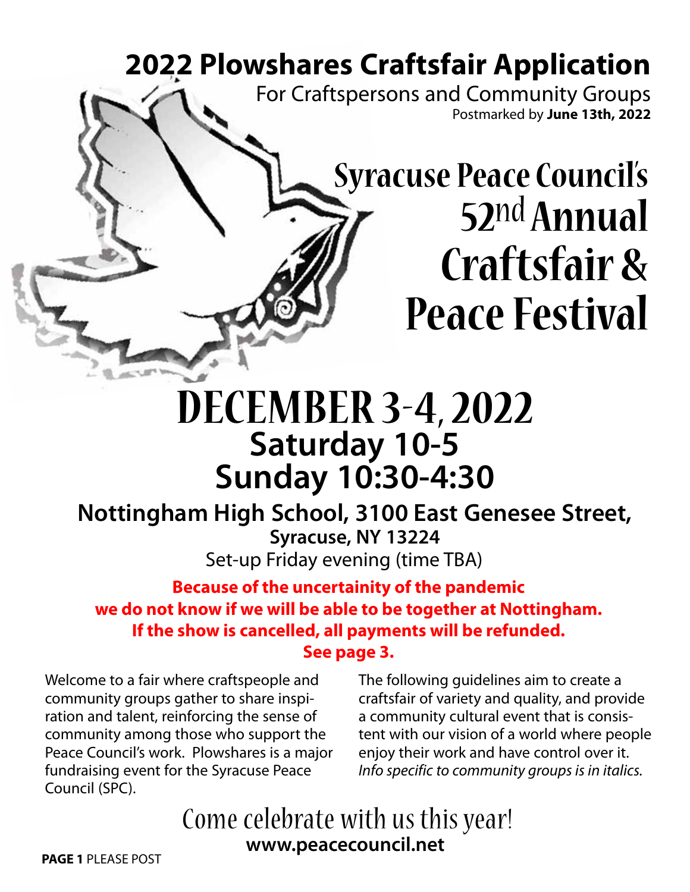# 2022 Plowshares Craftsfair Application

For Craftspersons and Community Groups

Postmarked by **June 13th, 2022**

## Syracuse Peace Council's 52nd Annual Craftsfair & Peace Festival

## DECEMBER 3-4, 2022

### Saturday 10-5
### Sunday 10:30-4:30

**Nottingham High School, 3100 East Genesee Street, Syracuse, NY 13224**

Set-up Friday evening (time TBA)

**Because of the uncertainity of the pandemic we do not know if we will be able to be together at Nottingham. If the show is cancelled, all payments will be refunded. See page 3.**

Welcome to a fair where craftspeople and community groups gather to share inspiration and talent, reinforcing the sense of community among those who support the Peace Council's work. Plowshares is a major fundraising event for the Syracuse Peace Council (SPC).

The following guidelines aim to create a craftsfair of variety and quality, and provide a community cultural event that is consistent with our vision of a world where people enjoy their work and have control over it. *Info specific to community groups is in italics.*

Come celebrate with us this year!

**www.peacecouncil.net**

**PAGE 1** PLEASE POST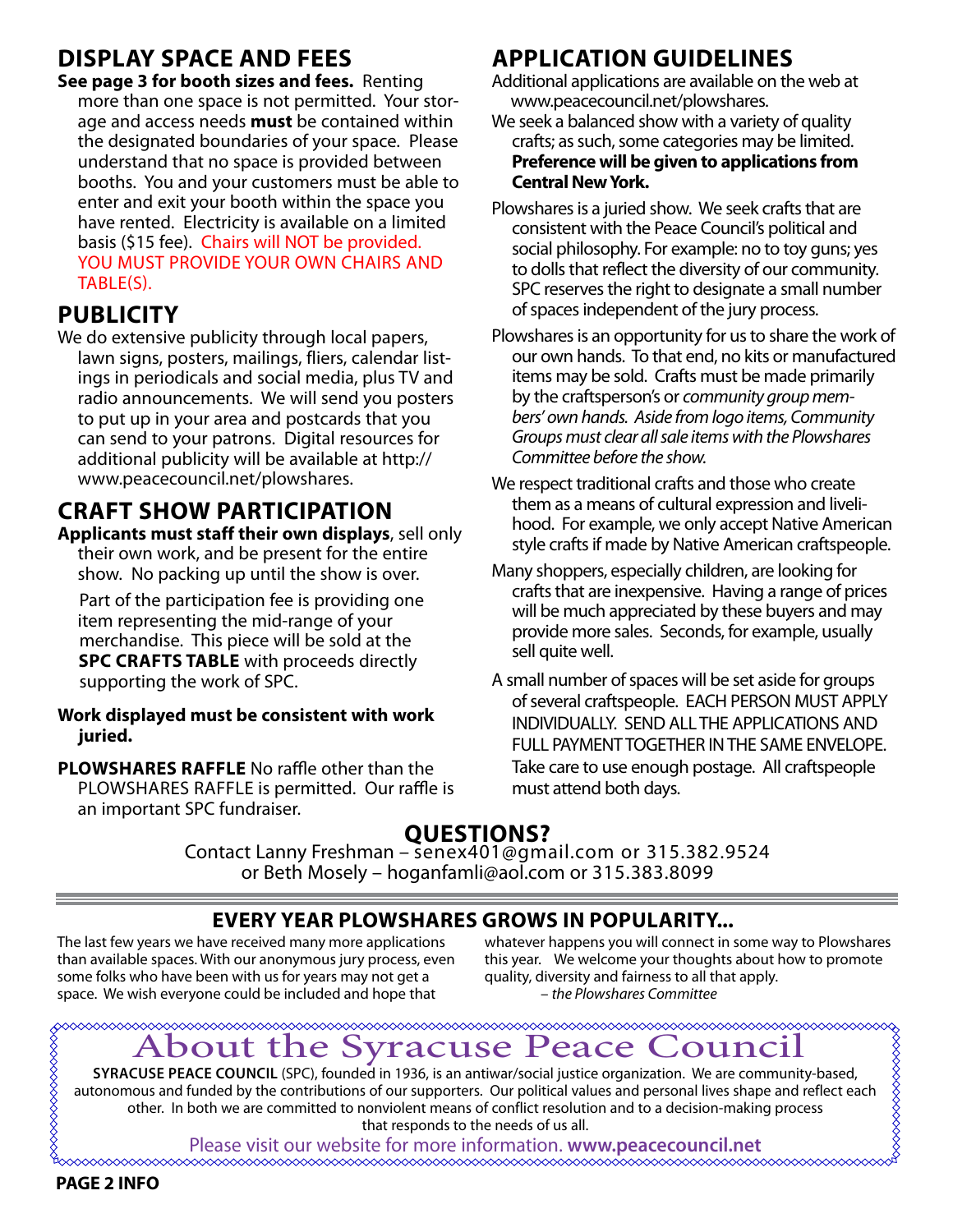## DISPLAY SPACE AND FEES

**See page 3 for booth sizes and fees.** Renting more than one space is not permitted. Your storage and access needs **must** be contained within the designated boundaries of your space. Please understand that no space is provided between booths. You and your customers must be able to enter and exit your booth within the space you have rented. Electricity is available on a limited basis ($15 fee). Chairs will NOT be provided. YOU MUST PROVIDE YOUR OWN CHAIRS AND TABLE(S).

## PUBLICITY

We do extensive publicity through local papers, lawn signs, posters, mailings, fliers, calendar listings in periodicals and social media, plus TV and radio announcements. We will send you posters to put up in your area and postcards that you can send to your patrons. Digital resources for additional publicity will be available at http://www.peacecouncil.net/plowshares.

## CRAFT SHOW PARTICIPATION

**Applicants must staff their own displays**, sell only their own work, and be present for the entire show. No packing up until the show is over.

Part of the participation fee is providing one item representing the mid-range of your merchandise. This piece will be sold at the **SPC CRAFTS TABLE** with proceeds directly supporting the work of SPC.

**Work displayed must be consistent with work juried.**

**PLOWSHARES RAFFLE** No raffle other than the PLOWSHARES RAFFLE is permitted. Our raffle is an important SPC fundraiser.

## APPLICATION GUIDELINES

Additional applications are available on the web at www.peacecouncil.net/plowshares.

We seek a balanced show with a variety of quality crafts; as such, some categories may be limited. **Preference will be given to applications from Central New York.**

Plowshares is a juried show. We seek crafts that are consistent with the Peace Council's political and social philosophy. For example: no to toy guns; yes to dolls that reflect the diversity of our community. SPC reserves the right to designate a small number of spaces independent of the jury process.

Plowshares is an opportunity for us to share the work of our own hands. To that end, no kits or manufactured items may be sold. Crafts must be made primarily by the craftsperson's or *community group members' own hands. Aside from logo items, Community Groups must clear all sale items with the Plowshares Committee before the show.*

We respect traditional crafts and those who create them as a means of cultural expression and livelihood. For example, we only accept Native American style crafts if made by Native American craftspeople.

Many shoppers, especially children, are looking for crafts that are inexpensive. Having a range of prices will be much appreciated by these buyers and may provide more sales. Seconds, for example, usually sell quite well.

A small number of spaces will be set aside for groups of several craftspeople. EACH PERSON MUST APPLY INDIVIDUALLY. SEND ALL THE APPLICATIONS AND FULL PAYMENT TOGETHER IN THE SAME ENVELOPE. Take care to use enough postage. All craftspeople must attend both days.

## QUESTIONS?

Contact Lanny Freshman – senex401@gmail.com or 315.382.9524
or Beth Mosely – hoganfamli@aol.com or 315.383.8099

## EVERY YEAR PLOWSHARES GROWS IN POPULARITY...

The last few years we have received many more applications than available spaces. With our anonymous jury process, even some folks who have been with us for years may not get a space. We wish everyone could be included and hope that whatever happens you will connect in some way to Plowshares this year. We welcome your thoughts about how to promote quality, diversity and fairness to all that apply.

*– the Plowshares Committee*

# About the Syracuse Peace Council

**SYRACUSE PEACE COUNCIL** (SPC), founded in 1936, is an antiwar/social justice organization. We are community-based, autonomous and funded by the contributions of our supporters. Our political values and personal lives shape and reflect each other. In both we are committed to nonviolent means of conflict resolution and to a decision-making process that responds to the needs of us all.

Please visit our website for more information. **www.peacecouncil.net**

**PAGE 2 INFO**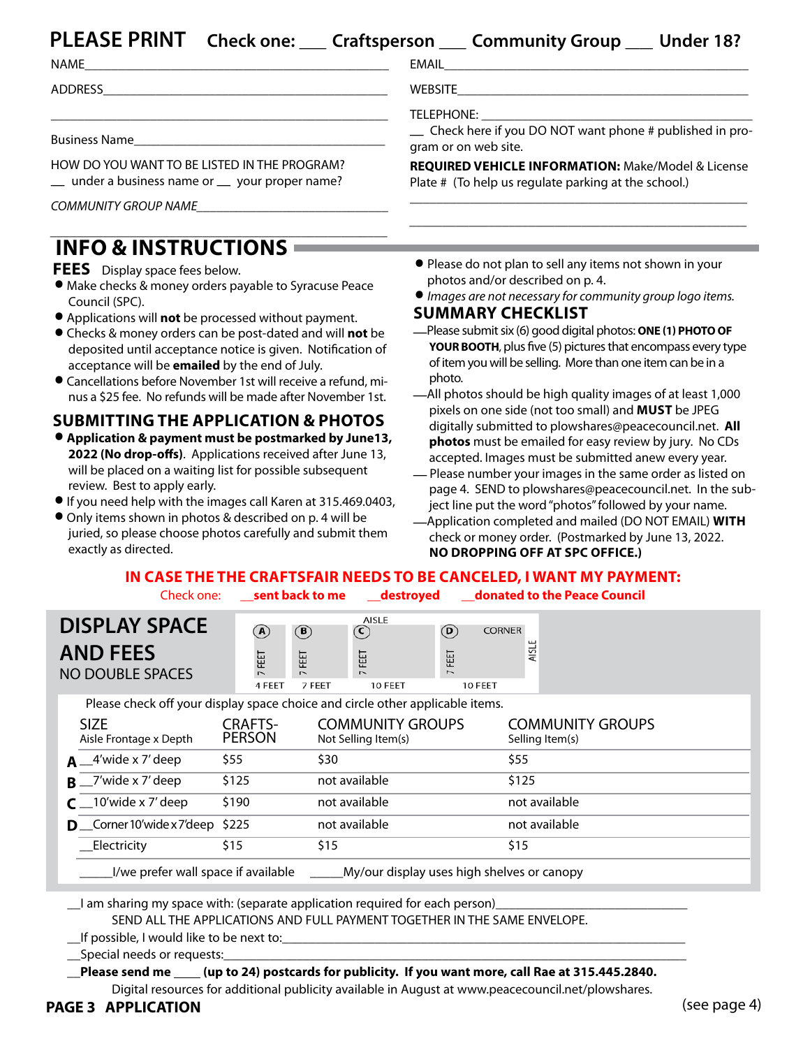**PLEASE PRINT** Check one: ___ Craftsperson ___ Community Group ___ Under 18?

NAME_______________________________________________

ADDRESS_____________________________________________

____________________________________________________

Business Name_______________________________________

HOW DO YOU WANT TO BE LISTED IN THE PROGRAM?
__ under a business name or __ your proper name?

*COMMUNITY GROUP NAME*______________________________

____________________________________________________

EMAIL_______________________________________________

WEBSITE_____________________________________________

TELEPHONE: _________________________________________

__ Check here if you DO NOT want phone # published in program or on web site.

**REQUIRED VEHICLE INFORMATION:** Make/Model & License Plate # (To help us regulate parking at the school.)

____________________________________________________

____________________________________________________

## INFO & INSTRUCTIONS

### FEES

Display space fees below.

- Make checks & money orders payable to Syracuse Peace Council (SPC).
- Applications will **not** be processed without payment.
- Checks & money orders can be post-dated and will **not** be deposited until acceptance notice is given. Notification of acceptance will be **emailed** by the end of July.
- Cancellations before November 1st will receive a refund, minus a $25 fee. No refunds will be made after November 1st.

### SUBMITTING THE APPLICATION & PHOTOS

- **Application & payment must be postmarked by June13, 2022 (No drop-offs)**. Applications received after June 13, will be placed on a waiting list for possible subsequent review. Best to apply early.
- If you need help with the images call Karen at 315.469.0403,
- Only items shown in photos & described on p. 4 will be juried, so please choose photos carefully and submit them exactly as directed.
- Please do not plan to sell any items not shown in your photos and/or described on p. 4.
- *Images are not necessary for community group logo items.*

### SUMMARY CHECKLIST

—Please submit six (6) good digital photos: **ONE (1) PHOTO OF YOUR BOOTH**, plus five (5) pictures that encompass every type of item you will be selling. More than one item can be in a photo.

—All photos should be high quality images of at least 1,000 pixels on one side (not too small) and **MUST** be JPEG digitally submitted to plowshares@peacecouncil.net. **All photos** must be emailed for easy review by jury. No CDs accepted. Images must be submitted anew every year.

— Please number your images in the same order as listed on page 4. SEND to plowshares@peacecouncil.net. In the subject line put the word "photos" followed by your name.

—Application completed and mailed (DO NOT EMAIL) **WITH** check or money order. (Postmarked by June 13, 2022. **NO DROPPING OFF AT SPC OFFICE.)**

**IN CASE THE THE CRAFTSFAIR NEEDS TO BE CANCELED, I WANT MY PAYMENT:**

Check one: **__sent back to me** **__destroyed** **__donated to the Peace Council**

## DISPLAY SPACE AND FEES

NO DOUBLE SPACES

AISLE — (A) 7 FEET / 4 FEET — (B) 7 FEET / 7 FEET — (C) 7 FEET / 10 FEET — (D) 7 FEET / 10 FEET, CORNER — AISLE

Please check off your display space choice and circle other applicable items.

| SIZE Aisle Frontage x Depth | CRAFTS-PERSON | COMMUNITY GROUPS Not Selling Item(s) | COMMUNITY GROUPS Selling Item(s) |
|---|---|---|---|
| **A** __4'wide x 7' deep | $55 | $30 | $55 |
| **B** __7'wide x 7' deep | $125 | not available | $125 |
| **C** __10'wide x 7' deep | $190 | not available | not available |
| **D** __Corner 10'wide x 7'deep | $225 | not available | not available |
| __Electricity | $15 | $15 | $15 |

_____I/we prefer wall space if available _____My/our display uses high shelves or canopy

__I am sharing my space with: (separate application required for each person)____________________
SEND ALL THE APPLICATIONS AND FULL PAYMENT TOGETHER IN THE SAME ENVELOPE.

__If possible, I would like to be next to:__________________________________________

__Special needs or requests:______________________________________________

**__Please send me ____ (up to 24) postcards for publicity. If you want more, call Rae at 315.445.2840.**
Digital resources for additional publicity available in August at www.peacecouncil.net/plowshares.

**PAGE 3 APPLICATION**

(see page 4)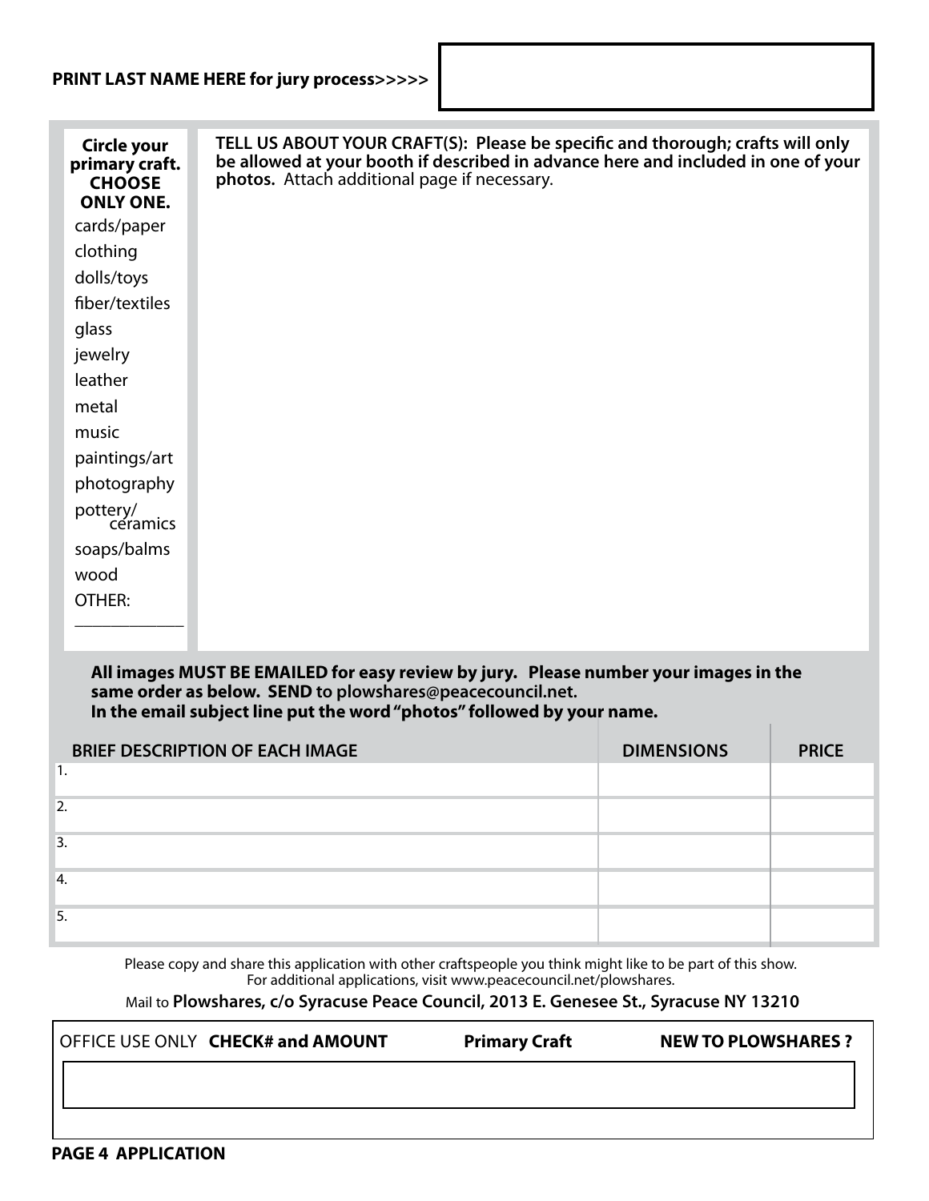**PRINT LAST NAME HERE for jury process>>>>>**

| **Circle your primary craft. CHOOSE ONLY ONE.** | **TELL US ABOUT YOUR CRAFT(S): Please be specific and thorough; crafts will only be allowed at your booth if described in advance here and included in one of your photos.** Attach additional page if necessary. |
|---|---|
| cards/paper<br>clothing<br>dolls/toys<br>fiber/textiles<br>glass<br>jewelry<br>leather<br>metal<br>music<br>paintings/art<br>photography<br>pottery/ceramics<br>soaps/balms<br>wood<br>OTHER: ___________ | |

**All images MUST BE EMAILED for easy review by jury. Please number your images in the same order as below. SEND to plowshares@peacecouncil.net.**
**In the email subject line put the word "photos" followed by your name.**

| BRIEF DESCRIPTION OF EACH IMAGE | DIMENSIONS | PRICE |
|---|---|---|
| 1. | | |
| 2. | | |
| 3. | | |
| 4. | | |
| 5. | | |

Please copy and share this application with other craftspeople you think might like to be part of this show.
For additional applications, visit www.peacecouncil.net/plowshares.

Mail to **Plowshares, c/o Syracuse Peace Council, 2013 E. Genesee St., Syracuse NY 13210**

| OFFICE USE ONLY **CHECK# and AMOUNT** | **Primary Craft** | **NEW TO PLOWSHARES ?** |
|---|---|---|
| | | |

**PAGE 4 APPLICATION**